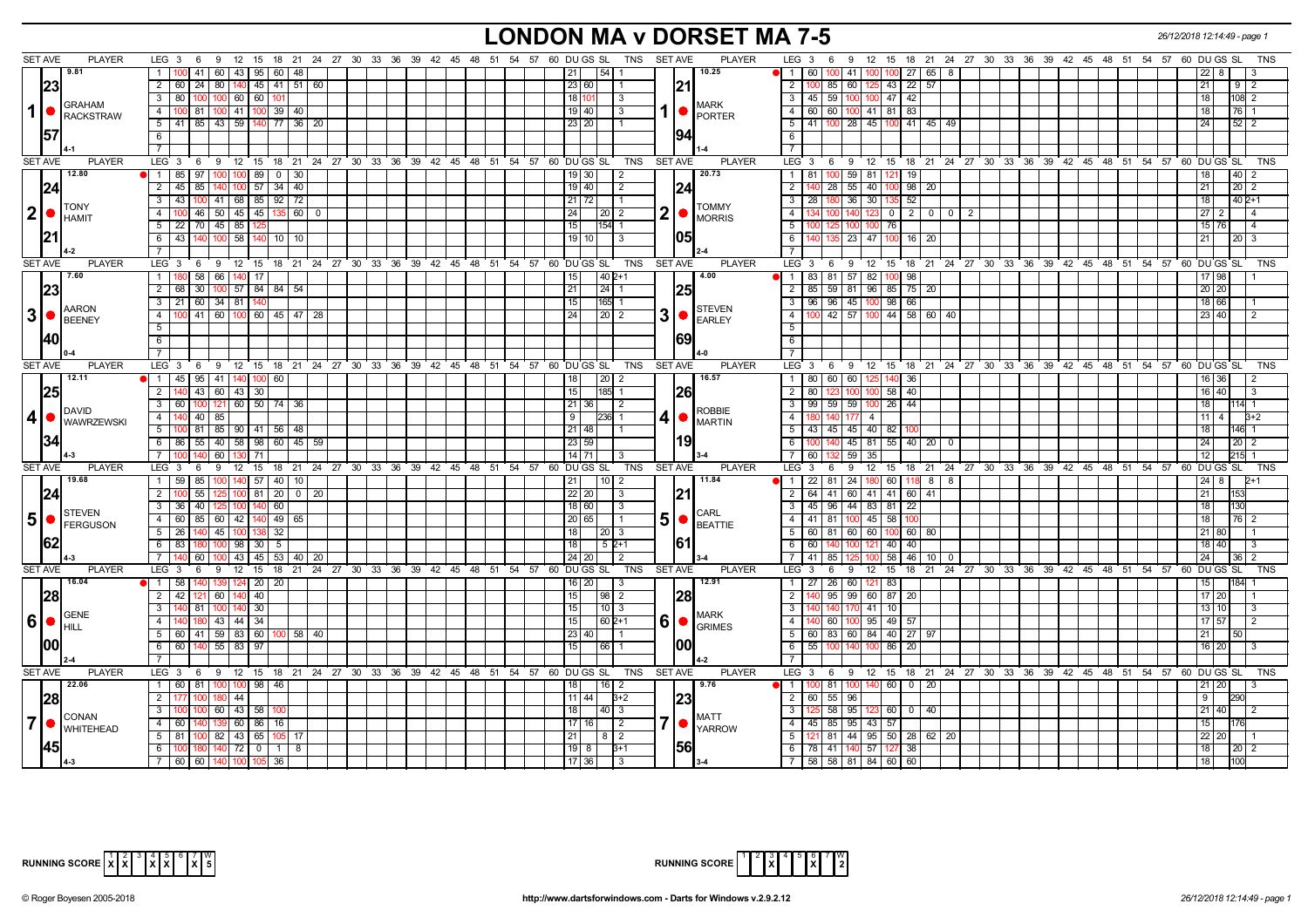# LONDON MA v DORSET MA 7-5

26/12/2018 12:14:49 - page 1

| SET AVE | PLAYER | LEG | 3 | 6 | 9 | 12 | 15 | 18 | 21 | 24 | 27 | DU | GS | SL | TNS | SET AVE | PLAYER | LEG | 3 | 6 | 9 | 12 | 15 | 18 | 21 | 24 | 27 | 30 | DU | GS | SL | TNS |
|---|---|---|---|---|---|---|---|---|---|---|---|---|---|---|---|---|---|---|---|---|---|---|---|---|---|---|---|---|---|---|---|---|
| 9.81 | 1 GRAHAM RACKSTRAW | 1 | 100 | 41 | 60 | 43 | 95 | 60 | 48 | | | 21 | | 54 | 1 | 10.25 | 1 MARK PORTER | 1 | 60 | 100 | 41 | 100 | 100 | 27 | 65 | 8 | | | 22 | 8 | | 3 |
| 23 | | 2 | 60 | 24 | 80 | 140 | 45 | 41 | 51 | 60 | | 23 | 60 | | 1 | 21 | | 2 | 100 | 85 | 60 | 125 | 43 | 22 | 57 | | | | 21 | | 9 | 2 |
| | | 3 | 80 | 100 | 100 | 60 | 60 | 101 | | | | 18 | 101 | | 3 | | | 3 | 45 | 59 | 100 | 100 | 47 | 42 | | | | | 18 | | 108 | 2 |
| | | 4 | 100 | 81 | 100 | 41 | 100 | 39 | 40 | | | 19 | 40 | | 3 | | | 4 | 60 | 60 | 100 | 41 | 81 | 83 | | | | | 18 | | 76 | 1 |
| 57 | | 5 | 41 | 85 | 43 | 59 | 140 | 77 | 36 | 20 | | 23 | 20 | | 1 | 94 | | 5 | 41 | 100 | 28 | 45 | 100 | 41 | 45 | 49 | | | 24 | | 52 | 2 |
| 4-1 | | | | | | | | | | | | | | | | 1-4 | | | | | | | | | | | | | | | | |
| 12.80 | 2 TONY HAMIT | 1 | 85 | 97 | 100 | 100 | 89 | 0 | 30 | | | 19 | 30 | | 2 | 20.73 | 2 TOMMY MORRIS | 1 | 81 | 100 | 59 | 81 | 121 | 19 | | | | | 18 | | 40 | 2 |
| 24 | | 2 | 45 | 85 | 140 | 100 | 57 | 34 | 40 | | | 19 | 40 | | 2 | 24 | | 2 | 140 | 28 | 55 | 40 | 100 | 98 | 20 | | | | 21 | | 20 | 2 |
| | | 3 | 43 | 100 | 41 | 68 | 85 | 92 | 72 | | | 21 | 72 | | 1 | | | 3 | 28 | 180 | 36 | 30 | 135 | 52 | | | | | 18 | | 40 | 2+1 |
| | | 4 | 100 | 46 | 50 | 45 | 45 | 135 | 60 | 0 | | 24 | | 20 | 2 | | | 4 | 134 | 100 | 140 | 123 | 0 | 2 | 0 | 0 | 2 | | 27 | 2 | | 4 |
| | | 5 | 22 | 70 | 45 | 85 | 125 | | | | | 15 | | 154 | 1 | | | 5 | 100 | 125 | 100 | 100 | 76 | | | | | | 15 | 76 | | 4 |
| 21 | | 6 | 43 | 140 | 100 | 58 | 140 | 10 | 10 | | | 19 | 10 | | 3 | 05 | | 6 | 140 | 135 | 23 | 47 | 100 | 16 | 20 | | | | 21 | | 20 | 3 |
| 4-2 | | | | | | | | | | | | | | | | 2-4 | | | | | | | | | | | | | | | | |
| 7.60 | 3 AARON BEENEY | 1 | 180 | 58 | 66 | 140 | 17 | | | | | 15 | | 40 | 2+1 | 4.00 | 3 STEVEN EARLEY | 1 | 83 | 81 | 57 | 82 | 100 | 98 | | | | | 17 | 98 | | 1 |
| 23 | | 2 | 68 | 30 | 100 | 57 | 84 | 84 | 54 | | | 21 | | 24 | 1 | 25 | | 2 | 85 | 59 | 81 | 96 | 85 | 75 | 20 | | | | 20 | 20 | | |
| | | 3 | 21 | 60 | 34 | 81 | 140 | | | | | 15 | | 165 | 1 | | | 3 | 96 | 96 | 45 | 100 | 98 | 66 | | | | | 18 | 66 | | 1 |
| | | 4 | 100 | 41 | 60 | 100 | 60 | 45 | 47 | 28 | | 24 | | 20 | 2 | | | 4 | 100 | 42 | 57 | 100 | 44 | 58 | 60 | 40 | | | 23 | 40 | | 2 |
| 40 | | | | | | | | | | | | | | | | 69 | | | | | | | | | | | | | | | | |
| 0-4 | | | | | | | | | | | | | | | | 4-0 | | | | | | | | | | | | | | | | |
| 12.11 | 4 DAVID WAWRZEWSKI | 1 | 45 | 95 | 41 | 140 | 100 | 60 | | | | 18 | | 20 | 2 | 16.57 | 4 ROBBIE MARTIN | 1 | 80 | 60 | 60 | 125 | 140 | 36 | | | | | 16 | 36 | | 2 |
| 25 | | 2 | 140 | 43 | 60 | 43 | 30 | | | | | 15 | | 185 | 1 | 26 | | 2 | 80 | 123 | 100 | 100 | 58 | 40 | | | | | 16 | 40 | | 3 |
| | | 3 | 60 | 100 | 121 | 60 | 50 | 74 | 36 | | | 21 | 36 | | 2 | | | 3 | 99 | 59 | 59 | 100 | 26 | 44 | | | | | 18 | | 114 | 1 |
| | | 4 | 140 | 40 | 85 | | | | | | | 9 | | 236 | 1 | | | 4 | 180 | 140 | 177 | 4 | | | | | | | 11 | 4 | | 3+2 |
| | | 5 | 100 | 81 | 85 | 90 | 41 | 56 | 48 | | | 21 | 48 | | 1 | | | 5 | 43 | 45 | 45 | 40 | 82 | 100 | | | | | 18 | | 146 | 1 |
| 34 | | 6 | 86 | 55 | 40 | 58 | 98 | 60 | 45 | 59 | | 23 | 59 | | | 19 | | 6 | 100 | 140 | 45 | 81 | 55 | 40 | 20 | 0 | | | 24 | | 20 | 2 |
| 4-3 | | 7 | 100 | 140 | 60 | 130 | 71 | | | | | 14 | 71 | | 3 | 3-4 | | 7 | 60 | 132 | 59 | 35 | | | | | | | 12 | | 215 | 1 |
| 19.68 | 5 STEVEN FERGUSON | 1 | 59 | 85 | 100 | 140 | 57 | 40 | 10 | | | 21 | | 10 | 2 | 11.84 | 5 CARL BEATTIE | 1 | 22 | 81 | 24 | 180 | 60 | 118 | 8 | 8 | | | 24 | 8 | | 2+1 |
| 24 | | 2 | 100 | 55 | 125 | 100 | 81 | 20 | 0 | 20 | | 22 | 20 | | 3 | 21 | | 2 | 64 | 41 | 60 | 41 | 41 | 60 | 41 | | | | 21 | | 153 | |
| | | 3 | 36 | 40 | 125 | 100 | 140 | 60 | | | | 18 | 60 | | 3 | | | 3 | 45 | 96 | 44 | 83 | 81 | 22 | | | | | 18 | | 130 | |
| | | 4 | 60 | 85 | 60 | 42 | 140 | 49 | 65 | | | 20 | 65 | | 1 | | | 4 | 41 | 81 | 100 | 45 | 58 | 100 | | | | | 18 | | 76 | 2 |
| | | 5 | 26 | 140 | 45 | 100 | 138 | 32 | | | | 18 | | 20 | 3 | | | 5 | 60 | 81 | 60 | 60 | 100 | 60 | 80 | | | | 21 | 80 | | 1 |
| 62 | | 6 | 83 | 180 | 100 | 98 | 30 | 5 | | | | 18 | | 5 | 2+1 | 61 | | 6 | 60 | 140 | 100 | 121 | 40 | 40 | | | | | 18 | 40 | | 3 |
| 4-3 | | 7 | 140 | 60 | 100 | 43 | 45 | 53 | 40 | 20 | | 24 | 20 | | 2 | 3-4 | | 7 | 41 | 85 | 125 | 100 | 58 | 46 | 10 | 0 | | | 24 | | 36 | 2 |
| 16.04 | 6 GENE HILL | 1 | 58 | 140 | 139 | 124 | 20 | 20 | | | | 16 | 20 | | 3 | 12.91 | 6 MARK GRIMES | 1 | 27 | 26 | 60 | 121 | 83 | | | | | | 15 | | 184 | 1 |
| 28 | | 2 | 42 | 121 | 60 | 140 | 40 | | | | | 15 | | 98 | 2 | 28 | | 2 | 140 | 95 | 99 | 60 | 87 | 20 | | | | | 17 | 20 | | 1 |
| | | 3 | 140 | 81 | 100 | 140 | 30 | | | | | 15 | | 10 | 3 | | | 3 | 140 | 140 | 170 | 41 | 10 | | | | | | 13 | 10 | | 3 |
| | | 4 | 140 | 180 | 43 | 44 | 34 | | | | | 15 | | 60 | 2+1 | | | 4 | 140 | 60 | 100 | 95 | 49 | 57 | | | | | 17 | 57 | | 2 |
| | | 5 | 60 | 41 | 59 | 83 | 60 | 100 | 58 | 40 | | 23 | 40 | | 1 | | | 5 | 60 | 83 | 60 | 84 | 40 | 27 | 97 | | | | 21 | | 50 | |
| 00 | | 6 | 60 | 140 | 55 | 83 | 97 | | | | | 15 | | 66 | 1 | 00 | | 6 | 55 | 100 | 140 | 100 | 86 | 20 | | | | | 16 | 20 | | 3 |
| 2-4 | | | | | | | | | | | | | | | | 4-2 | | | | | | | | | | | | | | | | |
| 22.06 | 7 CONAN WHITEHEAD | 1 | 60 | 81 | 100 | 100 | 98 | 46 | | | | 18 | | 16 | 2 | 9.76 | 7 MATT YARROW | 1 | 100 | 81 | 100 | 140 | 60 | 0 | 20 | | | | 21 | 20 | | 3 |
| 28 | | 2 | 177 | 100 | 180 | 44 | | | | | | 11 | 44 | | 3+2 | 23 | | 2 | 60 | 55 | 96 | | | | | | | | 9 | | 290 | |
| | | 3 | 100 | 100 | 60 | 43 | 58 | 100 | | | | 18 | | 40 | 3 | | | 3 | 125 | 58 | 95 | 123 | 60 | 0 | 40 | | | | 21 | 40 | | 2 |
| | | 4 | 60 | 140 | 139 | 60 | 86 | 16 | | | | 17 | 16 | | 2 | | | 4 | 45 | 85 | 95 | 43 | 57 | | | | | | 15 | | 176 | |
| | | 5 | 81 | 100 | 82 | 43 | 65 | 105 | 17 | | | 21 | | 8 | 2 | | | 5 | 121 | 81 | 44 | 95 | 50 | 28 | 62 | 20 | | | 22 | 20 | | 1 |
| 45 | | 6 | 100 | 180 | 140 | 72 | 0 | 1 | 8 | | | 19 | 8 | | 3+1 | 56 | | 6 | 78 | 41 | 140 | 57 | 127 | 38 | | | | | 18 | | 20 | 2 |
| 4-3 | | 7 | 60 | 60 | 140 | 100 | 105 | 36 | | | | 17 | 36 | | 3 | 3-4 | | 7 | 58 | 58 | 81 | 84 | 60 | 60 | | | | | 18 | | 100 | |

| RUNNING SCORE | 1 | 2 | 3 | 4 | 5 | 6 | 7 | W |
|---|---|---|---|---|---|---|---|---|
| | X | X | | X | X | | X | 5 |

| RUNNING SCORE | 1 | 2 | 3 | 4 | 5 | 6 | 7 | W |
|---|---|---|---|---|---|---|---|---|
| | | | X | | | X | | 2 |

© Roger Boyesen 2005-2018 http://www.dartsforwindows.com - Darts for Windows v.2.9.2.12 26/12/2018 12:14:49 - page 1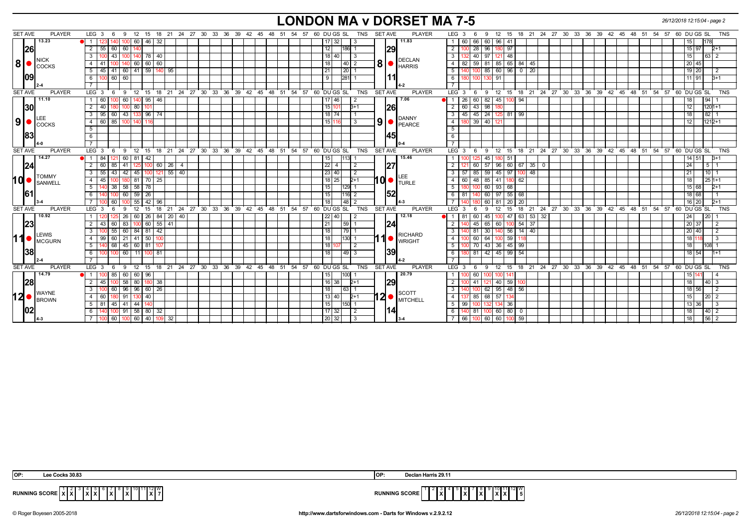# LONDON MA v DORSET MA 7-5

### Match 8

| SET AVE | PLAYER | LEG | 3 | 6 | 9 | 12 | 15 | 18 | 21 | 24 | DU | GS | SL | TNS | SET AVE | PLAYER | LEG | 3 | 6 | 9 | 12 | 15 | 18 | 21 | 24 | DU | GS | SL | TNS |
|---|---|---|---|---|---|---|---|---|---|---|---|---|---|---|---|---|---|---|---|---|---|---|---|---|---|---|---|---|---|
| 13.23 | NICK COCKS | 1 | 123 | 140 | 100 | 60 | 46 | 32 | | | 17 | 32 | | 3 | 11.83 | DECLAN HARRIS | 1 | 60 | 66 | 60 | 96 | 41 | | | | 15 | | 178 | |
| 26 | | 2 | 55 | 60 | 60 | 140 | | | | | 12 | | 186 | 1 | 29 | | 2 | 100 | 28 | 96 | 180 | 97 | | | | 15 | 97 | | 2+1 |
| 8 | | 3 | 100 | 43 | 100 | 140 | 78 | 40 | | | 18 | 40 | | 3 | 8 | | 3 | 132 | 40 | 97 | 121 | 48 | | | | 15 | | 63 | 2 |
| 09 | | 4 | 41 | 100 | 140 | 60 | 60 | 60 | | | 18 | | 40 | 2 | 11 | | 4 | 82 | 59 | 81 | 85 | 65 | 84 | 45 | | 20 | 45 | | |
| 2-4 | | 5 | 45 | 41 | 60 | 41 | 59 | 140 | 95 | | 21 | | 20 | 1 | 4-2 | | 5 | 140 | 100 | 85 | 60 | 96 | 0 | 20 | | 19 | 20 | | 2 |
| | | 6 | 100 | 60 | 60 | | | | | | 9 | | 281 | 1 | | | 6 | 180 | 100 | 130 | 91 | | | | | 11 | 91 | | 3+1 |

### Match 9

| SET AVE | PLAYER | LEG | 3 | 6 | 9 | 12 | 15 | 18 | 21 | 24 | DU | GS | SL | TNS | SET AVE | PLAYER | LEG | 3 | 6 | 9 | 12 | 15 | 18 | 21 | 24 | DU | GS | SL | TNS |
|---|---|---|---|---|---|---|---|---|---|---|---|---|---|---|---|---|---|---|---|---|---|---|---|---|---|---|---|---|---|
| 11.10 | LEE COCKS | 1 | 60 | 100 | 60 | 140 | 95 | 46 | | | 17 | 46 | | 2 | 7.06 | DANNY PEARCE | 1 | 26 | 60 | 82 | 45 | 100 | 94 | | | 18 | | 94 | 1 |
| 30 | | 2 | 40 | 180 | 100 | 80 | 101 | | | | 15 | 101 | | 3+1 | 26 | | 2 | 60 | 43 | 98 | 180 | | | | | 12 | | 120 | 1+1 |
| 9 | | 3 | 95 | 60 | 43 | 133 | 96 | 74 | | | 18 | 74 | | 1 | 9 | | 3 | 45 | 45 | 24 | 125 | 81 | 99 | | | 18 | | 82 | 1 |
| 83 | | 4 | 60 | 85 | 100 | 140 | 116 | | | | 15 | 116 | | 3 | 45 | | 4 | 180 | 39 | 40 | 121 | | | | | 12 | | 121 | 2+1 |
| 4-0 | | | | | | | | | | | | | | | 0-4 | | | | | | | | | | | | | | |

### Match 10

| SET AVE | PLAYER | LEG | 3 | 6 | 9 | 12 | 15 | 18 | 21 | 24 | DU | GS | SL | TNS | SET AVE | PLAYER | LEG | 3 | 6 | 9 | 12 | 15 | 18 | 21 | 24 | DU | GS | SL | TNS |
|---|---|---|---|---|---|---|---|---|---|---|---|---|---|---|---|---|---|---|---|---|---|---|---|---|---|---|---|---|---|
| 14.27 | TOMMY SANWELL | 1 | 84 | 121 | 60 | 81 | 42 | | | | 15 | | 113 | 1 | 15.46 | LEE TURLE | 1 | 100 | 125 | 45 | 180 | 51 | | | | 14 | 51 | | 3+1 |
| 24 | | 2 | 60 | 85 | 41 | 125 | 100 | 60 | 26 | 4 | 22 | 4 | | 2 | 27 | | 2 | 121 | 60 | 57 | 96 | 60 | 67 | 35 | 0 | 24 | | 5 | 1 |
| 10 | | 3 | 55 | 43 | 42 | 45 | 100 | 121 | 55 | 40 | 23 | 40 | | 2 | 10 | | 3 | 57 | 85 | 59 | 45 | 97 | 100 | 48 | | 21 | | 10 | 1 |
| 61 | | 4 | 45 | 100 | 180 | 81 | 70 | 25 | | | 18 | 25 | | 2+1 | 52 | | 4 | 60 | 48 | 85 | 41 | 180 | 62 | | | 18 | | 25 | 1+1 |
| 3-4 | | 5 | 140 | 38 | 58 | 58 | 78 | | | | 15 | | 129 | 1 | 4-3 | | 5 | 180 | 100 | 60 | 93 | 68 | | | | 15 | 68 | | 2+1 |
| | | 6 | 140 | 100 | 60 | 59 | 26 | | | | 15 | | 116 | 2 | | | 6 | 81 | 140 | 60 | 97 | 55 | 68 | | | 18 | 68 | | 1 |
| | | 7 | 100 | 60 | 100 | 55 | 42 | 96 | | | 18 | | 48 | 2 | | | 7 | 140 | 180 | 60 | 81 | 20 | 20 | | | 16 | 20 | | 2+1 |

### Match 11

| SET AVE | PLAYER | LEG | 3 | 6 | 9 | 12 | 15 | 18 | 21 | 24 | DU | GS | SL | TNS | SET AVE | PLAYER | LEG | 3 | 6 | 9 | 12 | 15 | 18 | 21 | 24 | DU | GS | SL | TNS |
|---|---|---|---|---|---|---|---|---|---|---|---|---|---|---|---|---|---|---|---|---|---|---|---|---|---|---|---|---|---|
| 10.92 | LEWIS MCGURN | 1 | 120 | 125 | 26 | 60 | 26 | 84 | 20 | 40 | 22 | 40 | | 2 | 12.18 | RICHARD WRIGHT | 1 | 81 | 60 | 45 | 100 | 47 | 63 | 53 | 32 | 24 | | 20 | 1 |
| 23 | | 2 | 43 | 60 | 83 | 100 | 60 | 55 | 41 | | 21 | | 59 | 1 | 24 | | 2 | 140 | 45 | 65 | 60 | 100 | 54 | 37 | | 20 | 37 | | 2 |
| 11 | | 3 | 100 | 55 | 60 | 84 | 81 | 42 | | | 18 | | 79 | 1 | 11 | | 3 | 140 | 81 | 30 | 140 | 56 | 14 | 40 | | 20 | 40 | | 2 |
| 38 | | 4 | 99 | 60 | 21 | 41 | 50 | 100 | | | 18 | | 130 | 1 | 39 | | 4 | 100 | 60 | 64 | 100 | 59 | 118 | | | 18 | 118 | | 3 |
| 2-4 | | 5 | 140 | 68 | 45 | 60 | 81 | 107 | | | 18 | 107 | | 2 | 4-2 | | 5 | 100 | 70 | 43 | 36 | 45 | 99 | | | 18 | | 108 | 1 |
| | | 6 | 100 | 100 | 60 | 11 | 100 | 81 | | | 18 | | 49 | 3 | | | 6 | 180 | 81 | 42 | 45 | 99 | 54 | | | 18 | 54 | | 1+1 |

### Match 12

| SET AVE | PLAYER | LEG | 3 | 6 | 9 | 12 | 15 | 18 | 21 | 24 | DU | GS | SL | TNS | SET AVE | PLAYER | LEG | 3 | 6 | 9 | 12 | 15 | 18 | 21 | 24 | DU | GS | SL | TNS |
|---|---|---|---|---|---|---|---|---|---|---|---|---|---|---|---|---|---|---|---|---|---|---|---|---|---|---|---|---|---|
| 14.79 | WAYNE BROWN | 1 | 100 | 85 | 60 | 60 | 96 | | | | 15 | | 100 | 1 | 20.79 | SCOTT MITCHELL | 1 | 100 | 60 | 100 | 100 | 141 | | | | 15 | 141 | | 4 |
| 28 | | 2 | 45 | 100 | 58 | 80 | 180 | 38 | | | 16 | 38 | | 2+1 | 29 | | 2 | 100 | 41 | 121 | 40 | 59 | 100 | | | 18 | | 40 | 3 |
| 12 | | 3 | 100 | 60 | 96 | 96 | 60 | 26 | | | 18 | | 63 | 1 | 12 | | 3 | 140 | 100 | 62 | 95 | 48 | 56 | | | 18 | 56 | | 2 |
| 02 | | 4 | 60 | 180 | 91 | 130 | 40 | | | | 13 | 40 | | 2+1 | 14 | | 4 | 137 | 85 | 68 | 57 | 134 | | | | 15 | | 20 | 2 |
| 4-3 | | 5 | 81 | 45 | 41 | 44 | 140 | | | | 15 | | 150 | 1 | 3-4 | | 5 | 99 | 100 | 132 | 134 | 36 | | | | 13 | 36 | | 3 |
| | | 6 | 140 | 100 | 91 | 58 | 80 | 32 | | | 17 | 32 | | 2 | | | 6 | 140 | 81 | 100 | 60 | 80 | 0 | | | 18 | | 40 | 2 |
| | | 7 | 100 | 60 | 100 | 60 | 40 | 109 | 32 | | 20 | 32 | | 3 | | | 7 | 66 | 100 | 60 | 60 | 100 | 59 | | | 18 | | 56 | 2 |

OP: Lee Cocks 30.83 | OP: Declan Harris 29.11

| RUNNING SCORE | 1 | 2 | 3 | 4 | 5 | 6 | 7 | 8 | 9 | 10 | 11 | 12 | W |
|---|---|---|---|---|---|---|---|---|---|---|---|---|---|
| LONDON MA | X | X | | X | X | | X | | X | | | X | 7 |
| DORSET MA | | | X | | | X | | X | | X | X | | 5 |

© Roger Boyesen 2005-2018 http://www.dartsforwindows.com - Darts for Windows v.2.9.2.12 26/12/2018 12:15:04 - page 2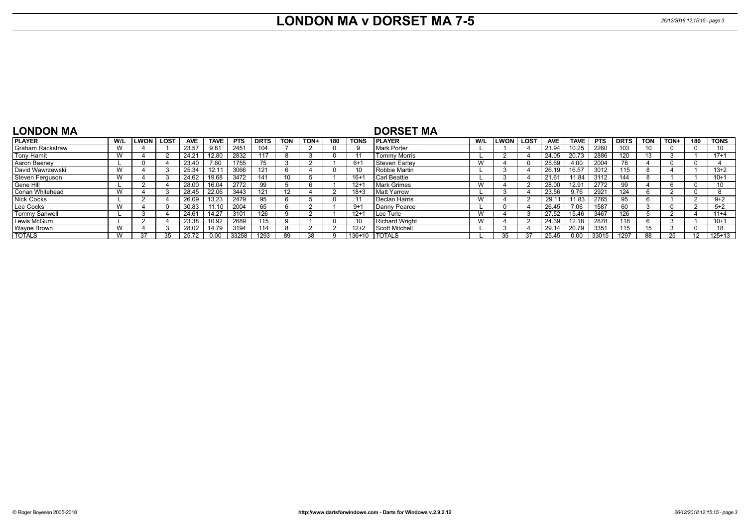# LONDON MA v DORSET MA 7-5

## LONDON MA

| PLAYER | W/L | LWON | LOST | AVE | TAVE | PTS | DRTS | TON | TON+ | 180 | TONS |
|---|---|---|---|---|---|---|---|---|---|---|---|
| Graham Rackstraw | W | 4 | 1 | 23.57 | 9.81 | 2451 | 104 | 7 | 2 | 0 | 9 |
| Tony Hamit | W | 4 | 2 | 24.21 | 12.80 | 2832 | 117 | 8 | 3 | 0 | 11 |
| Aaron Beeney | L | 0 | 4 | 23.40 | 7.60 | 1755 | 75 | 3 | 2 | 1 | 6+1 |
| David Wawrzewski | W | 4 | 3 | 25.34 | 12.11 | 3066 | 121 | 6 | 4 | 0 | 10 |
| Steven Ferguson | W | 4 | 3 | 24.62 | 19.68 | 3472 | 141 | 10 | 5 | 1 | 16+1 |
| Gene Hill | L | 2 | 4 | 28.00 | 16.04 | 2772 | 99 | 5 | 6 | 1 | 12+1 |
| Conan Whitehead | W | 4 | 3 | 28.45 | 22.06 | 3443 | 121 | 12 | 4 | 2 | 18+3 |
| Nick Cocks | L | 2 | 4 | 26.09 | 13.23 | 2479 | 95 | 6 | 5 | 0 | 11 |
| Lee Cocks | W | 4 | 0 | 30.83 | 11.10 | 2004 | 65 | 6 | 2 | 1 | 9+1 |
| Tommy Sanwell | L | 3 | 4 | 24.61 | 14.27 | 3101 | 126 | 9 | 2 | 1 | 12+1 |
| Lewis McGurn | L | 2 | 4 | 23.38 | 10.92 | 2689 | 115 | 9 | 1 | 0 | 10 |
| Wayne Brown | W | 4 | 3 | 28.02 | 14.79 | 3194 | 114 | 8 | 2 | 2 | 12+2 |
| TOTALS | W | 37 | 35 | 25.72 | 0.00 | 33258 | 1293 | 89 | 38 | 9 | 136+10 |

## DORSET MA

| PLAYER | W/L | LWON | LOST | AVE | TAVE | PTS | DRTS | TON | TON+ | 180 | TONS |
|---|---|---|---|---|---|---|---|---|---|---|---|
| Mark Porter | L | 1 | 4 | 21.94 | 10.25 | 2260 | 103 | 10 | 0 | 0 | 10 |
| Tommy Morris | L | 2 | 4 | 24.05 | 20.73 | 2886 | 120 | 13 | 3 | 1 | 17+1 |
| Steven Earley | W | 4 | 0 | 25.69 | 4.00 | 2004 | 78 | 4 | 0 | 0 | 4 |
| Robbie Martin | L | 3 | 4 | 26.19 | 16.57 | 3012 | 115 | 8 | 4 | 1 | 13+2 |
| Carl Beattie | L | 3 | 4 | 21.61 | 11.84 | 3112 | 144 | 8 | 1 | 1 | 10+1 |
| Mark Grimes | W | 4 | 2 | 28.00 | 12.91 | 2772 | 99 | 4 | 6 | 0 | 10 |
| Matt Yarrow | L | 3 | 4 | 23.56 | 9.76 | 2921 | 124 | 6 | 2 | 0 | 8 |
| Declan Harris | W | 4 | 2 | 29.11 | 11.83 | 2765 | 95 | 6 | 1 | 2 | 9+2 |
| Danny Pearce | L | 0 | 4 | 26.45 | 7.06 | 1587 | 60 | 3 | 0 | 2 | 5+2 |
| Lee Turle | W | 4 | 3 | 27.52 | 15.46 | 3467 | 126 | 5 | 2 | 4 | 11+4 |
| Richard Wright | W | 4 | 2 | 24.39 | 12.18 | 2878 | 118 | 6 | 3 | 1 | 10+1 |
| Scott Mitchell | L | 3 | 4 | 29.14 | 20.79 | 3351 | 115 | 15 | 3 | 0 | 18 |
| TOTALS | L | 35 | 37 | 25.45 | 0.00 | 33015 | 1297 | 88 | 25 | 12 | 125+13 |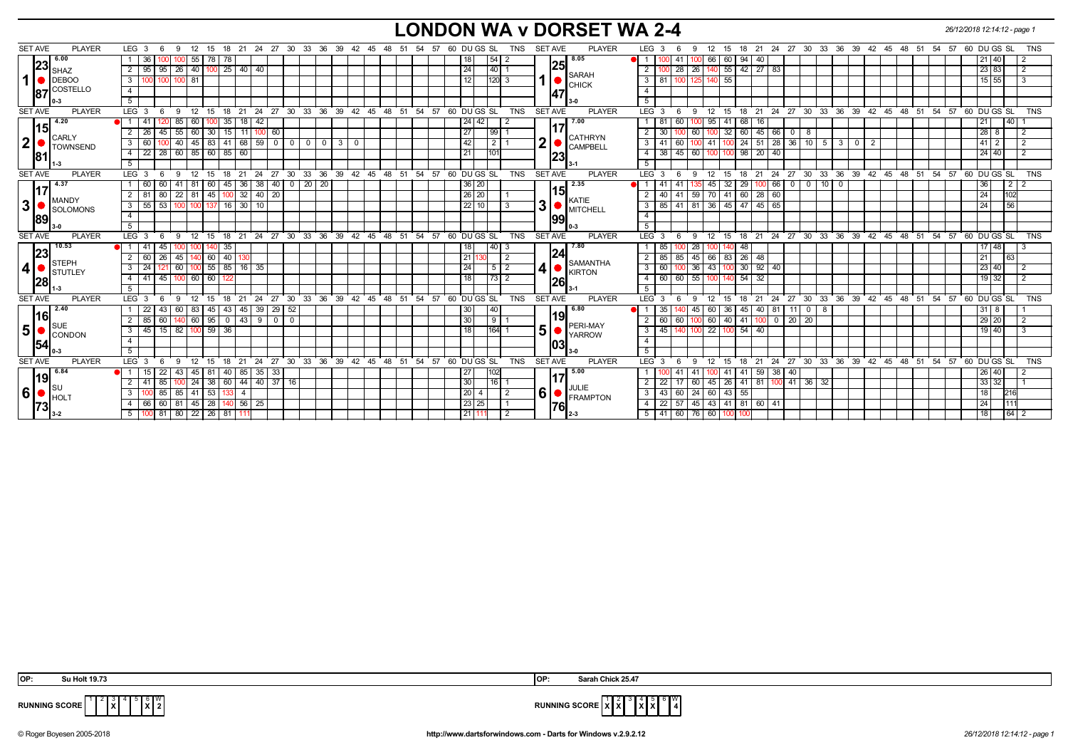# LONDON WA v DORSET WA 2-4

26/12/2018 12:14:12 - page 1

| SET AVE | PLAYER | LEG | 3 | 6 | 9 | 12 | 15 | 18 | 21 | 24 | 27 | 30 | 33 | 36 | 39 | DU | GS | SL | TNS | SET AVE | PLAYER | LEG | 3 | 6 | 9 | 12 | 15 | 18 | 21 | 24 | 27 | 30 | 33 | 36 | 39 | DU | GS | SL | TNS |
|---|---|---|---|---|---|---|---|---|---|---|---|---|---|---|---|---|---|---|---|---|---|---|---|---|---|---|---|---|---|---|---|---|---|---|---|---|---|---|---|
| 1 | SHAZ DEBOO COSTELLO 23.87 (6.00) 0-3 | 1 | 36 | 100 | 100 | 55 | 78 | 78 | | | | | | | | | 18 | 54 | 2 | 1 | SARAH CHICK 25.47 (8.05) 3-0 | 1 | 100 | 41 | 100 | 66 | 60 | 94 | 40 | | | | | | | | 21 | 40 | 2 |
| | | 2 | 95 | 95 | 26 | 40 | 100 | 25 | 40 | 40 | | | | | | | 24 | 40 | 1 | | | 2 | 100 | 28 | 26 | 140 | 55 | 42 | 27 | 83 | | | | | | | 23 | 83 | 2 |
| | | 3 | 100 | 100 | 100 | 81 | | | | | | | | | | | 12 | 120 | 3 | | | 3 | 81 | 100 | 125 | 140 | 55 | | | | | | | | | | 15 | 55 | 3 |
| 2 | CARLY TOWNSEND 15.81 (4.20) 1-3 | 1 | 41 | 120 | 85 | 60 | 100 | 35 | 18 | 42 | | | | | | | 24 | 42 | 2 | 2 | CATHRYN CAMPBELL 17.23 (7.00) 3-1 | 1 | 81 | 60 | 100 | 95 | 41 | 68 | 16 | | | | | | | | 21 | 40 | 1 |
| | | 2 | 26 | 45 | 55 | 60 | 30 | 15 | 11 | 100 | 60 | | | | | | 27 | 99 | 1 | | | 2 | 30 | 100 | 60 | 100 | 32 | 60 | 45 | 66 | 0 | 8 | | | | | 28 | 8 | 2 |
| | | 3 | 60 | 100 | 40 | 45 | 83 | 41 | 68 | 59 | 0 | 0 | 0 | 0 | 3 | 0 | 42 | 2 | 1 | | | 3 | 41 | 60 | 100 | 41 | 100 | 24 | 51 | 28 | 36 | 10 | 5 | 3 | 0 | 2 | 41 | 2 | 2 |
| | | 4 | 22 | 28 | 60 | 85 | 60 | 85 | 60 | | | | | | | | 21 | 101 | | | | 4 | 38 | 45 | 60 | 100 | 100 | 98 | 20 | 40 | | | | | | | 24 | 40 | 2 |
| 3 | MANDY SOLOMONS 17.89 (4.37) 3-0 | 1 | 60 | 60 | 41 | 81 | 60 | 45 | 36 | 38 | 40 | 0 | 20 | 20 | | | 36 | 20 | | 3 | KATIE MITCHELL 15.99 (2.35) 0-3 | 1 | 41 | 41 | 135 | 45 | 32 | 29 | 100 | 66 | 0 | 0 | 10 | 0 | | | 36 | | 2 2 |
| | | 2 | 81 | 80 | 22 | 81 | 45 | 100 | 32 | 40 | 20 | | | | | | 26 | 20 | 1 | | | 2 | 40 | 41 | 59 | 70 | 41 | 60 | 28 | 60 | | | | | | | 24 | 102 | |
| | | 3 | 55 | 53 | 100 | 100 | 137 | 16 | 30 | 10 | | | | | | | 22 | 10 | 3 | | | 3 | 85 | 41 | 81 | 36 | 45 | 47 | 45 | 65 | | | | | | | 24 | 56 | |
| 4 | STEPH STUTLEY 23.28 (10.53) 1-3 | 1 | 41 | 45 | 100 | 100 | 140 | 35 | | | | | | | | | 18 | 40 | 3 | 4 | SAMANTHA KIRTON 24.26 (7.80) 3-1 | 1 | 85 | 100 | 28 | 100 | 140 | 48 | | | | | | | | | 17 | 48 | 3 |
| | | 2 | 60 | 26 | 45 | 140 | 60 | 40 | 130 | | | | | | | | 21 | 130 | 2 | | | 2 | 85 | 85 | 45 | 66 | 83 | 26 | 48 | | | | | | | | 21 | 63 | |
| | | 3 | 24 | 121 | 60 | 100 | 55 | 85 | 16 | 35 | | | | | | | 24 | 5 | 2 | | | 3 | 60 | 100 | 36 | 43 | 100 | 30 | 92 | 40 | | | | | | | 23 | 40 | 2 |
| | | 4 | 41 | 45 | 100 | 60 | 60 | 122 | | | | | | | | | 18 | 73 | 2 | | | 4 | 60 | 60 | 55 | 100 | 140 | 54 | 32 | | | | | | | | 19 | 32 | 2 |
| 5 | SUE CONDON 16.54 (2.40) 0-3 | 1 | 22 | 43 | 60 | 83 | 45 | 43 | 45 | 39 | 29 | 52 | | | | | 30 | 40 | | 5 | PERI-MAY YARROW 19.03 (6.80) 3-0 | 1 | 35 | 140 | 45 | 60 | 36 | 45 | 40 | 81 | 11 | 0 | 8 | | | | 31 | 8 | 1 |
| | | 2 | 85 | 60 | 140 | 60 | 95 | 0 | 43 | 9 | 0 | 0 | | | | | 30 | 9 | 1 | | | 2 | 60 | 60 | 100 | 60 | 40 | 41 | 100 | 0 | 20 | 20 | | | | | 29 | 20 | 2 |
| | | 3 | 45 | 15 | 82 | 100 | 59 | 36 | | | | | | | | | 18 | 164 | 1 | | | 3 | 45 | 140 | 100 | 22 | 100 | 54 | 40 | | | | | | | | 19 | 40 | 3 |
| 6 | SU HOLT 19.73 (6.84) 3-2 | 1 | 15 | 22 | 43 | 45 | 81 | 40 | 85 | 35 | 33 | | | | | | 27 | 102 | | 6 | JULIE FRAMPTON 17.76 (5.00) 2-3 | 1 | 100 | 41 | 41 | 100 | 41 | 41 | 59 | 38 | 40 | | | | | | 26 | 40 | 2 |
| | | 2 | 41 | 85 | 100 | 24 | 38 | 60 | 44 | 40 | 37 | 16 | | | | | 30 | 16 | 1 | | | 2 | 22 | 17 | 60 | 45 | 26 | 41 | 81 | 100 | 41 | 36 | 32 | | | | 33 | 32 | 1 |
| | | 3 | 100 | 85 | 85 | 41 | 53 | 133 | 4 | | | | | | | | 20 | 4 | 2 | | | 3 | 43 | 60 | 24 | 60 | 43 | 55 | | | | | | | | | 18 | 216 | |
| | | 4 | 66 | 60 | 81 | 45 | 28 | 140 | 56 | 25 | | | | | | | 23 | 25 | 1 | | | 4 | 22 | 57 | 45 | 43 | 41 | 81 | 60 | 41 | | | | | | | 24 | 111 | |
| | | 5 | 100 | 81 | 80 | 22 | 26 | 81 | 111 | | | | | | | | 21 | 111 | 2 | | | 5 | 41 | 60 | 76 | 60 | 100 | 100 | | | | | | | | | 18 | 64 | 2 |

OP: Su Holt 19.73 | OP: Sarah Chick 25.47

RUNNING SCORE (London WA): sets 3, 6 won — W 2

RUNNING SCORE (Dorset WA): sets 1, 2, 4, 5 won — W 4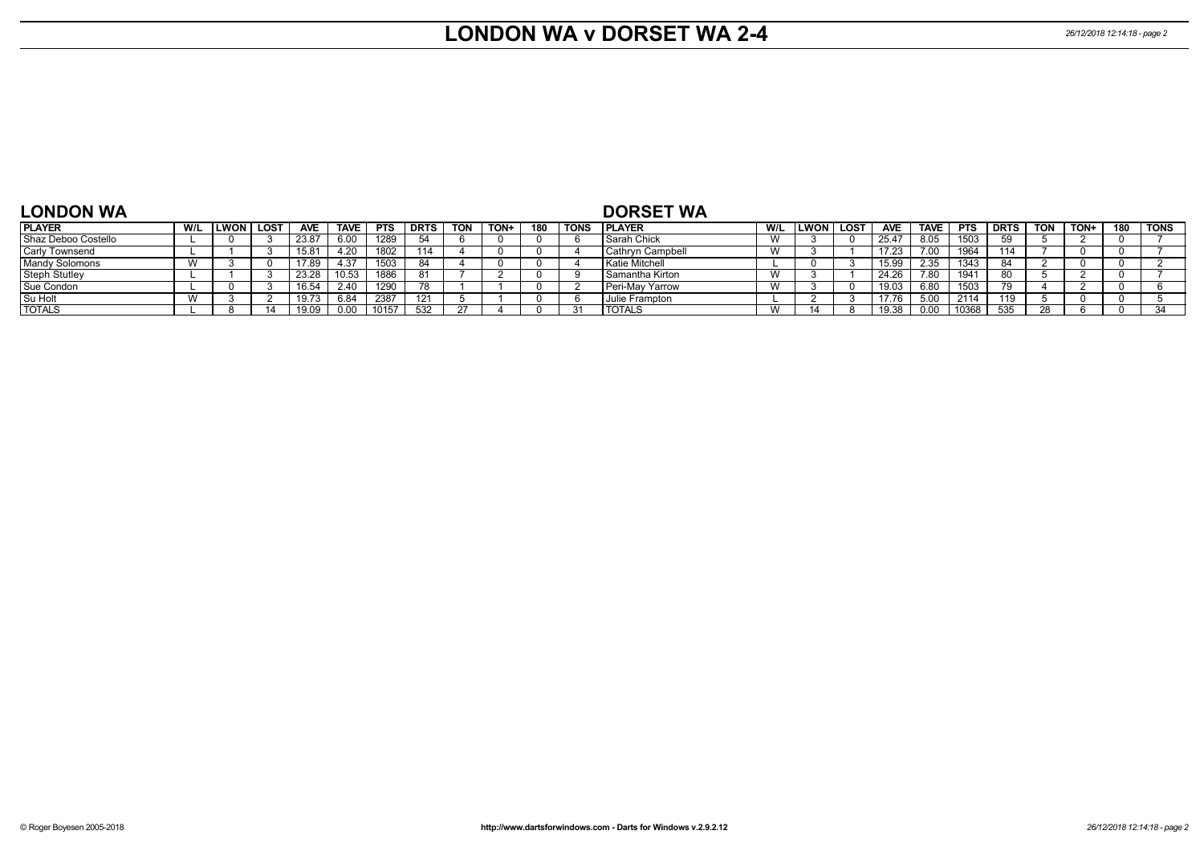# LONDON WA v DORSET WA 2-4

## LONDON WA

| PLAYER | W/L | LWON | LOST | AVE | TAVE | PTS | DRTS | TON | TON+ | 180 | TONS |
|---|---|---|---|---|---|---|---|---|---|---|---|
| Shaz Deboo Costello | L | 0 | 3 | 23.87 | 6.00 | 1289 | 54 | 6 | 0 | 0 | 6 |
| Carly Townsend | L | 1 | 3 | 15.81 | 4.20 | 1802 | 114 | 4 | 0 | 0 | 4 |
| Mandy Solomons | W | 3 | 0 | 17.89 | 4.37 | 1503 | 84 | 4 | 0 | 0 | 4 |
| Steph Stutley | L | 1 | 3 | 23.28 | 10.53 | 1886 | 81 | 7 | 2 | 0 | 9 |
| Sue Condon | L | 0 | 3 | 16.54 | 2.40 | 1290 | 78 | 1 | 1 | 0 | 2 |
| Su Holt | W | 3 | 2 | 19.73 | 6.84 | 2387 | 121 | 5 | 1 | 0 | 6 |
| TOTALS | L | 8 | 14 | 19.09 | 0.00 | 10157 | 532 | 27 | 4 | 0 | 31 |

## DORSET WA

| PLAYER | W/L | LWON | LOST | AVE | TAVE | PTS | DRTS | TON | TON+ | 180 | TONS |
|---|---|---|---|---|---|---|---|---|---|---|---|
| Sarah Chick | W | 3 | 0 | 25.47 | 8.05 | 1503 | 59 | 5 | 2 | 0 | 7 |
| Cathryn Campbell | W | 3 | 1 | 17.23 | 7.00 | 1964 | 114 | 7 | 0 | 0 | 7 |
| Katie Mitchell | L | 0 | 3 | 15.99 | 2.35 | 1343 | 84 | 2 | 0 | 0 | 2 |
| Samantha Kirton | W | 3 | 1 | 24.26 | 7.80 | 1941 | 80 | 5 | 2 | 0 | 7 |
| Peri-May Yarrow | W | 3 | 0 | 19.03 | 6.80 | 1503 | 79 | 4 | 2 | 0 | 6 |
| Julie Frampton | L | 2 | 3 | 17.76 | 5.00 | 2114 | 119 | 5 | 0 | 0 | 5 |
| TOTALS | W | 14 | 8 | 19.38 | 0.00 | 10368 | 535 | 28 | 6 | 0 | 34 |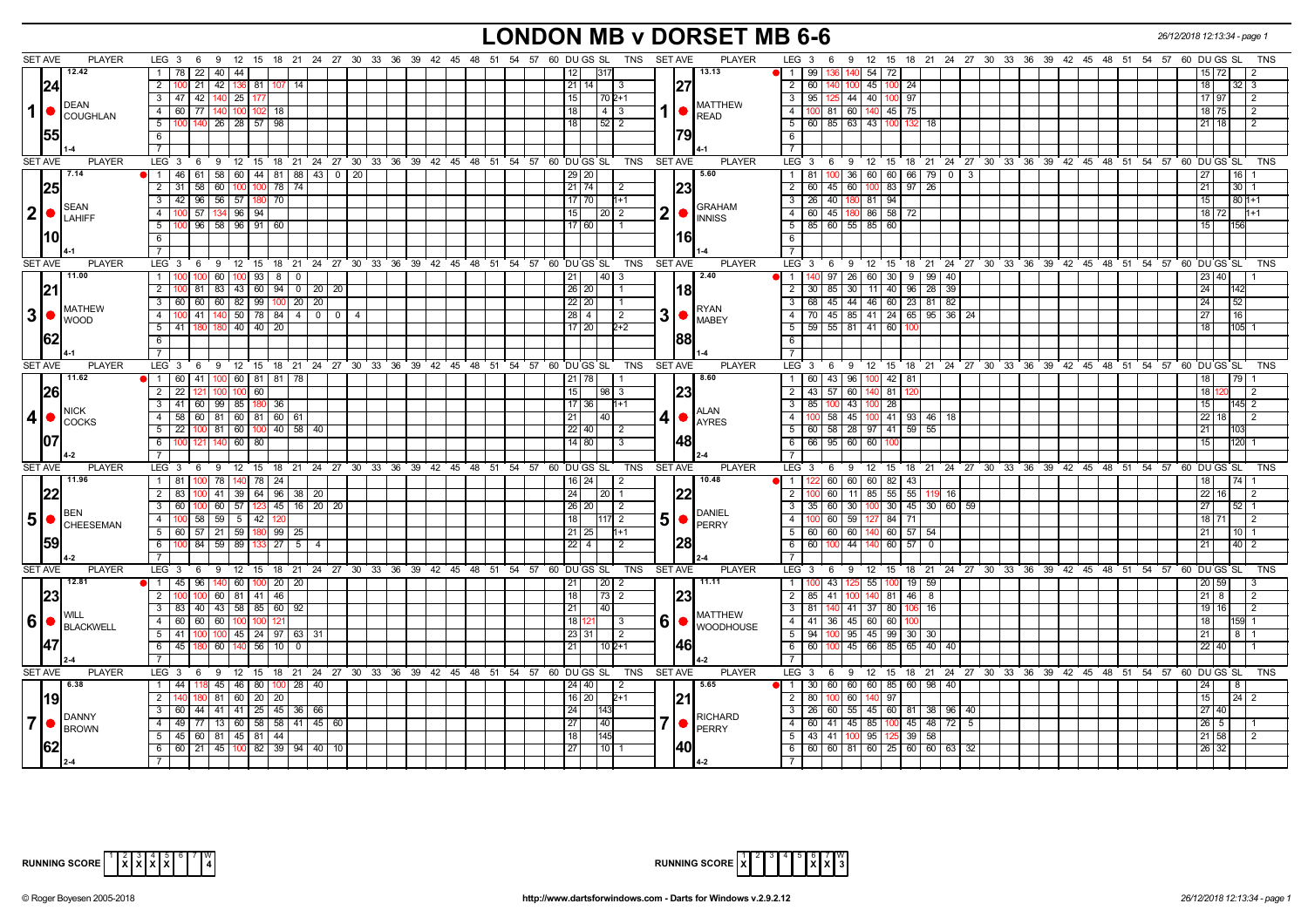# LONDON MB v DORSET MB 6-6

26/12/2018 12:13:34 - page 1

| SET AVE | PLAYER | LEG | Scores | DU | GS | SL | TNS | SET AVE | PLAYER | LEG | Scores | DU | GS | SL | TNS |
|---|---|---|---|---|---|---|---|---|---|---|---|---|---|---|---|
| 12.42 / 24.55 | 1 DEAN COUGHLAN (1-4) | 1 | 78 22 40 44 | 12 | | 317 | | 13.13 / 27.79 | 1 MATTHEW READ (4-1) | 1 | 99 136 140 54 72 | 15 | 72 | | 2 |
| | | 2 | 100 21 42 136 81 107 14 | 21 | 14 | | 3 | | | 2 | 60 140 100 45 100 24 | 18 | | 32 | 3 |
| | | 3 | 47 42 140 25 177 | 15 | | 70 | 2+1 | | | 3 | 95 125 44 40 100 97 | 17 | 97 | | 2 |
| | | 4 | 60 77 140 100 102 18 | 18 | | 4 | 3 | | | 4 | 100 81 60 140 45 75 | 18 | 75 | | 2 |
| | | 5 | 100 140 26 28 57 98 | 18 | | 52 | 2 | | | 5 | 60 85 63 43 100 132 18 | 21 | 18 | | 2 |
| 7.14 / 25.10 | 2 SEAN LAHIFF (4-1) | 1 | 46 61 58 60 44 81 88 43 0 20 | 29 | 20 | | | 5.60 / 23.16 | 2 GRAHAM INNISS (1-4) | 1 | 81 100 36 60 60 66 79 0 3 | 27 | | 16 | 1 |
| | | 2 | 31 58 60 100 100 78 74 | 21 | 74 | | 2 | | | 2 | 60 45 60 100 83 97 26 | 21 | | 30 | 1 |
| | | 3 | 42 96 56 57 180 70 | 17 | 70 | | 1+1 | | | 3 | 26 40 180 81 94 | 15 | | 80 | 1+1 |
| | | 4 | 100 57 134 96 94 | 15 | | 20 | 2 | | | 4 | 60 45 180 86 58 72 | 18 | 72 | | 1+1 |
| | | 5 | 100 96 58 96 91 60 | 17 | 60 | | 1 | | | 5 | 85 60 55 85 60 | 15 | | 156 | |
| 11.00 / 21.62 | 3 MATHEW WOOD (4-1) | 1 | 100 100 60 100 93 8 0 | 21 | | 40 | 3 | 2.40 / 18.88 | 3 RYAN MABEY (1-4) | 1 | 140 97 26 60 30 9 99 40 | 23 | 40 | | 1 |
| | | 2 | 100 81 83 43 60 94 0 20 20 | 26 | 20 | | 1 | | | 2 | 30 85 30 11 40 96 28 39 | 24 | | 142 | |
| | | 3 | 60 60 60 82 99 100 20 20 | 22 | 20 | | 1 | | | 3 | 68 45 44 46 60 23 81 82 | 24 | | 52 | |
| | | 4 | 100 41 140 50 78 84 4 0 0 4 | 28 | 4 | | 2 | | | 4 | 70 45 85 41 24 65 95 36 24 | 27 | | 16 | |
| | | 5 | 41 180 180 40 40 20 | 17 | 20 | | 2+2 | | | 5 | 59 55 81 41 60 100 | 18 | | 105 | 1 |
| 11.62 / 26.07 | 4 NICK COCKS (4-2) | 1 | 60 41 100 60 81 81 78 | 21 | 78 | | 1 | 8.60 / 23.48 | 4 ALAN AYRES (2-4) | 1 | 60 43 96 100 42 81 | 18 | | 79 | 1 |
| | | 2 | 22 121 100 100 60 | 15 | | 98 | 3 | | | 2 | 43 57 60 140 81 120 | 18 | 120 | | 2 |
| | | 3 | 41 60 99 85 180 36 | 17 | 36 | | 1+1 | | | 3 | 85 100 43 100 28 | 15 | | 145 | 2 |
| | | 4 | 58 60 81 60 81 60 61 | 21 | | 40 | | | | 4 | 100 58 45 100 41 93 46 18 | 22 | 18 | | 2 |
| | | 5 | 22 100 81 60 100 40 58 40 | 22 | 40 | | 2 | | | 5 | 60 58 28 97 41 59 55 | 21 | | 103 | |
| | | 6 | 100 121 140 60 80 | 14 | 80 | | 3 | | | 6 | 66 95 60 60 100 | 15 | | 120 | 1 |
| 11.96 / 22.59 | 5 BEN CHEESEMAN (4-2) | 1 | 81 100 78 140 78 24 | 16 | 24 | | 2 | 10.48 / 22.28 | 5 DANIEL PERRY (2-4) | 1 | 122 60 60 60 82 43 | 18 | | 74 | 1 |
| | | 2 | 83 100 41 39 64 96 38 20 | 24 | | 20 | 1 | | | 2 | 100 60 11 85 55 55 119 16 | 22 | 16 | | 2 |
| | | 3 | 60 100 60 57 123 45 16 20 20 | 26 | 20 | | 2 | | | 3 | 35 60 30 100 30 45 30 60 59 | 27 | | 52 | 1 |
| | | 4 | 100 58 59 5 42 120 | 18 | | 117 | 2 | | | 4 | 100 60 59 127 84 71 | 18 | 71 | | 2 |
| | | 5 | 60 57 21 59 180 99 25 | 21 | 25 | | 1+1 | | | 5 | 60 60 60 140 60 57 54 | 21 | | 10 | 1 |
| | | 6 | 100 84 59 89 133 27 5 4 | 22 | 4 | | 2 | | | 6 | 60 100 44 140 60 57 0 | 21 | | 40 | 2 |
| 12.81 / 23.47 | 6 WILL BLACKWELL (2-4) | 1 | 45 96 140 60 100 20 20 | 21 | | 20 | 2 | 11.11 / 23.46 | 6 MATTHEW WOODHOUSE (4-2) | 1 | 100 43 125 55 100 19 59 | 20 | 59 | | 3 |
| | | 2 | 100 100 60 81 41 46 | 18 | | 73 | 2 | | | 2 | 85 41 100 140 81 46 8 | 21 | 8 | | 2 |
| | | 3 | 83 40 43 58 85 60 92 | 21 | | 40 | | | | 3 | 81 140 41 37 80 106 16 | 19 | 16 | | 2 |
| | | 4 | 60 60 60 100 100 121 | 18 | 121 | | 3 | | | 4 | 41 36 45 60 60 100 | 18 | | 159 | 1 |
| | | 5 | 41 100 100 45 24 97 63 31 | 23 | 31 | | 2 | | | 5 | 94 100 95 45 99 30 30 | 21 | | 8 | 1 |
| | | 6 | 45 180 60 140 56 10 0 | 21 | | 10 | 2+1 | | | 6 | 60 100 45 66 85 65 40 40 | 22 | 40 | | 1 |
| 6.38 / 19.62 | 7 DANNY BROWN (2-4) | 1 | 44 118 45 46 80 100 28 40 | 24 | 40 | | 2 | 5.65 / 21.40 | 7 RICHARD PERRY (4-2) | 1 | 30 60 60 60 85 60 98 40 | 24 | | 8 | |
| | | 2 | 140 180 81 60 20 20 | 16 | 20 | | 2+1 | | | 2 | 80 100 60 140 97 | 15 | | 24 | 2 |
| | | 3 | 60 44 41 41 25 45 36 66 | 24 | | 143 | | | | 3 | 26 60 55 45 60 81 38 96 40 | 27 | 40 | | |
| | | 4 | 49 77 13 60 58 58 41 45 60 | 27 | | 40 | | | | 4 | 60 41 45 85 100 45 48 72 5 | 26 | 5 | | 1 |
| | | 5 | 45 60 81 45 81 44 | 18 | | 145 | | | | 5 | 43 41 100 95 125 39 58 | 21 | 58 | | 2 |
| | | 6 | 60 21 45 100 82 39 94 40 10 | 27 | | 10 | 1 | | | 6 | 60 60 81 60 25 60 60 63 32 | 26 | 32 | | |

RUNNING SCORE (London): 1 X, 2 X, 3 X, 4 X, 5, 6, 7 — W: 4

RUNNING SCORE (Dorset): 1 X, 2, 3, 4, 5, 6 X, 7 X — W: 3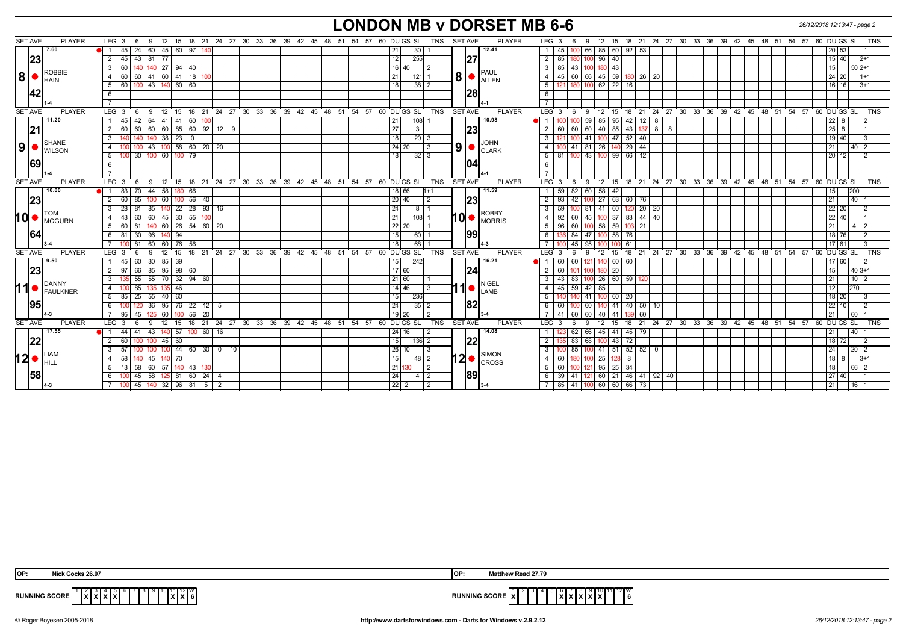# LONDON MB v DORSET MB 6-6

26/12/2018 12:13:47 - page 2

| SET AVE | PLAYER | LEG | 3 | 6 | 9 | 12 | 15 | 18 | 21 | 24 | 27 | DU | GS | SL | TNS | SET AVE | PLAYER | LEG | 3 | 6 | 9 | 12 | 15 | 18 | 21 | 24 | 27 | DU | GS | SL | TNS |
|---|---|---|---|---|---|---|---|---|---|---|---|---|---|---|---|---|---|---|---|---|---|---|---|---|---|---|---|---|---|---|---|
| 7.60 | 8 ROBBIE HAIN | 1 | 45 | 24 | 60 | 45 | 60 | 97 | 140 | | | 21 | | 30 | 1 | 12.41 | 8 PAUL ALLEN | 1 | 45 | 100 | 66 | 85 | 60 | 92 | 53 | | | 20 | 53 | | 1 |
| 23 | | 2 | 45 | 43 | 81 | 77 | | | | | | 12 | | 255 | | 27 | | 2 | 85 | 180 | 100 | 96 | 40 | | | | | 15 | 40 | | 2+1 |
| | | 3 | 60 | 140 | 140 | 27 | 94 | 40 | | | | 16 | 40 | | 2 | | | 3 | 85 | 43 | 100 | 180 | 43 | | | | | 15 | | 50 | 2+1 |
| | | 4 | 60 | 60 | 41 | 60 | 41 | 18 | 100 | | | 21 | | 121 | 1 | | | 4 | 45 | 60 | 66 | 45 | 59 | 180 | 26 | 20 | | 24 | 20 | | 1+1 |
| 42 | | 5 | 60 | 100 | 43 | 140 | 60 | 60 | | | | 18 | | 38 | 2 | 28 | | 5 | 121 | 180 | 100 | 62 | 22 | 16 | | | | 16 | 16 | | 3+1 |
| 1-4 | | | | | | | | | | | | | | | | 4-1 | | | | | | | | | | | | | | | |
| 11.20 | 9 SHANE WILSON | 1 | 45 | 42 | 64 | 41 | 41 | 60 | 100 | | | 21 | | 108 | 1 | 10.98 | 9 JOHN CLARK | 1 | 100 | 100 | 59 | 85 | 95 | 42 | 12 | 8 | | 22 | 8 | | 2 |
| 21 | | 2 | 60 | 60 | 60 | 60 | 85 | 60 | 92 | 12 | 9 | 27 | | 3 | | 23 | | 2 | 60 | 60 | 60 | 40 | 85 | 43 | 137 | 8 | 8 | 25 | 8 | | 1 |
| | | 3 | 140 | 140 | 140 | 38 | 23 | 0 | | | | 18 | | 20 | 3 | | | 3 | 121 | 100 | 41 | 100 | 47 | 52 | 40 | | | 19 | 40 | | 3 |
| | | 4 | 100 | 100 | 43 | 100 | 58 | 60 | 20 | 20 | | 24 | 20 | | 3 | | | 4 | 100 | 41 | 81 | 26 | 140 | 29 | 44 | | | 21 | | 40 | 2 |
| 69 | | 5 | 100 | 30 | 100 | 60 | 100 | 79 | | | | 18 | | 32 | 3 | 04 | | 5 | 81 | 100 | 43 | 100 | 99 | 66 | 12 | | | 20 | 12 | | 2 |
| 1-4 | | | | | | | | | | | | | | | | 4-1 | | | | | | | | | | | | | | | |
| 10.00 | 10 TOM MCGURN | 1 | 83 | 70 | 44 | 58 | 180 | 66 | | | | 18 | 66 | | 1+1 | 11.59 | 10 ROBBY MORRIS | 1 | 59 | 82 | 60 | 58 | 42 | | | | | 15 | | 200 | |
| 23 | | 2 | 60 | 85 | 100 | 60 | 100 | 56 | 40 | | | 20 | 40 | | 2 | 23 | | 2 | 93 | 42 | 100 | 27 | 63 | 60 | 76 | | | 21 | | 40 | 1 |
| | | 3 | 28 | 81 | 85 | 140 | 22 | 28 | 93 | 16 | | 24 | | 8 | 1 | | | 3 | 59 | 100 | 81 | 41 | 60 | 120 | 20 | 20 | | 22 | 20 | | 2 |
| | | 4 | 43 | 60 | 60 | 45 | 30 | 55 | 100 | | | 21 | | 108 | 1 | | | 4 | 92 | 60 | 45 | 100 | 37 | 83 | 44 | 40 | | 22 | 40 | | 1 |
| | | 5 | 60 | 81 | 140 | 60 | 26 | 54 | 60 | 20 | | 22 | 20 | | 1 | | | 5 | 96 | 60 | 100 | 58 | 59 | 103 | 21 | | | 21 | | 4 | 2 |
| 64 | | 6 | 81 | 30 | 96 | 140 | 94 | | | | | 15 | | 60 | 1 | 99 | | 6 | 136 | 84 | 47 | 100 | 58 | 76 | | | | 18 | 76 | | 2 |
| 3-4 | | 7 | 100 | 81 | 60 | 60 | 76 | 56 | | | | 18 | | 68 | 1 | 4-3 | | 7 | 100 | 45 | 95 | 100 | 100 | 61 | | | | 17 | 61 | | 3 |
| 9.50 | 11 DANNY FAULKNER | 1 | 45 | 60 | 30 | 85 | 39 | | | | | 15 | | 242 | | 16.21 | 11 NIGEL LAMB | 1 | 60 | 60 | 121 | 140 | 60 | 60 | | | | 17 | 60 | | 2 |
| 23 | | 2 | 97 | 66 | 85 | 95 | 98 | 60 | | | | 17 | 60 | | | 24 | | 2 | 60 | 101 | 100 | 180 | 20 | | | | | 15 | | 40 | 3+1 |
| | | 3 | 135 | 55 | 55 | 70 | 32 | 94 | 60 | | | 21 | 60 | | 1 | | | 3 | 43 | 83 | 100 | 26 | 60 | 59 | 120 | | | 21 | | 10 | 2 |
| | | 4 | 100 | 85 | 135 | 135 | 46 | | | | | 14 | 46 | | 3 | | | 4 | 45 | 59 | 42 | 85 | | | | | | 12 | | 270 | |
| | | 5 | 85 | 25 | 55 | 40 | 60 | | | | | 15 | | 236 | | | | 5 | 140 | 140 | 41 | 100 | 60 | 20 | | | | 18 | 20 | | 3 |
| 95 | | 6 | 100 | 120 | 36 | 95 | 76 | 22 | 12 | 5 | | 24 | | 35 | 2 | 82 | | 6 | 60 | 100 | 60 | 140 | 41 | 40 | 50 | 10 | | 22 | 10 | | 2 |
| 4-3 | | 7 | 95 | 45 | 125 | 60 | 100 | 56 | 20 | | | 19 | 20 | | 2 | 3-4 | | 7 | 41 | 60 | 60 | 40 | 41 | 139 | 60 | | | 21 | | 60 | 1 |
| 17.55 | 12 LIAM HILL | 1 | 44 | 41 | 43 | 140 | 57 | 100 | 60 | 16 | | 24 | 16 | | 2 | 14.08 | 12 SIMON CROSS | 1 | 123 | 62 | 66 | 45 | 41 | 45 | 79 | | | 21 | | 40 | 1 |
| 22 | | 2 | 60 | 100 | 100 | 45 | 60 | | | | | 15 | | 136 | 2 | 22 | | 2 | 135 | 83 | 68 | 100 | 43 | 72 | | | | 18 | 72 | | 2 |
| | | 3 | 57 | 100 | 100 | 100 | 44 | 60 | 30 | 0 | 10 | 26 | 10 | | 3 | | | 3 | 100 | 85 | 100 | 41 | 51 | 52 | 52 | 0 | | 24 | | 20 | 2 |
| | | 4 | 58 | 140 | 45 | 140 | 70 | | | | | 15 | | 48 | 2 | | | 4 | 60 | 180 | 100 | 25 | 128 | 8 | | | | 18 | 8 | | 3+1 |
| | | 5 | 13 | 58 | 60 | 57 | 140 | 43 | 130 | | | 21 | 130 | | 2 | | | 5 | 60 | 100 | 121 | 95 | 25 | 34 | | | | 18 | | 66 | 2 |
| 58 | | 6 | 100 | 45 | 58 | 125 | 81 | 60 | 24 | 4 | | 24 | | 4 | 2 | 89 | | 6 | 39 | 41 | 121 | 60 | 21 | 46 | 41 | 92 | 40 | 27 | 40 | | 1 |
| 4-3 | | 7 | 100 | 45 | 140 | 32 | 96 | 81 | 5 | 2 | | 22 | 2 | | 2 | 3-4 | | 7 | 85 | 41 | 100 | 60 | 60 | 66 | 73 | | | 21 | | 16 | 1 |

OP: Nick Cocks 26.07 | OP: Matthew Read 27.79

| RUNNING SCORE | 1 | 2 | 3 | 4 | 5 | 6 | 7 | 8 | 9 | 10 | 11 | 12 | W |
|---|---|---|---|---|---|---|---|---|---|---|---|---|---|
| LONDON MB | | X | X | X | X | | | | | | X | X | 6 |
| DORSET MB | X | | | | | X | X | X | X | X | | | 6 |

© Roger Boyesen 2005-2018 — http://www.dartsforwindows.com - Darts for Windows v.2.9.2.12 — 26/12/2018 12:13:47 - page 2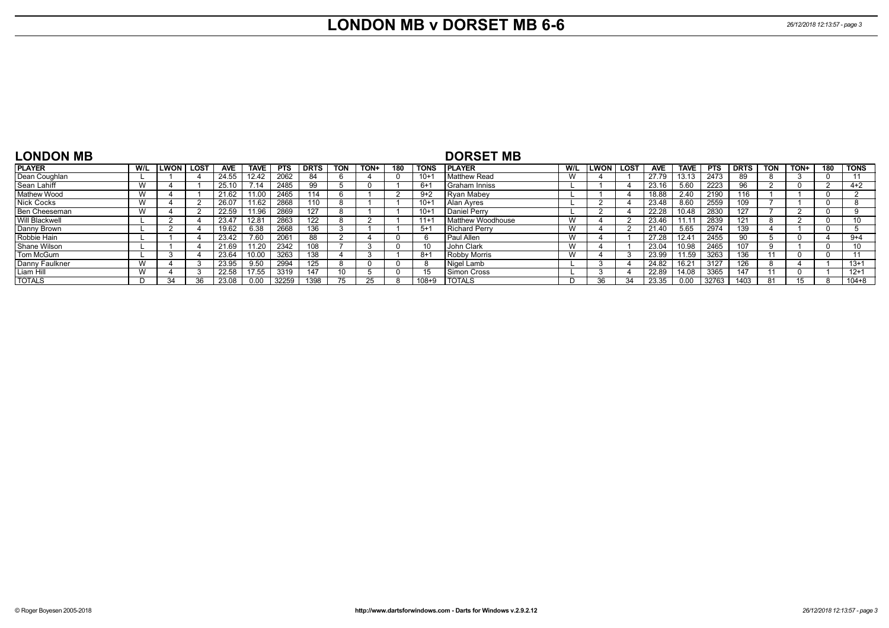# LONDON MB v DORSET MB 6-6

## LONDON MB

| PLAYER | W/L | LWON | LOST | AVE | TAVE | PTS | DRTS | TON | TON+ | 180 | TONS |
|---|---|---|---|---|---|---|---|---|---|---|---|
| Dean Coughlan | L | 1 | 4 | 24.55 | 12.42 | 2062 | 84 | 6 | 4 | 0 | 10+1 |
| Sean Lahiff | W | 4 | 1 | 25.10 | 7.14 | 2485 | 99 | 5 | 0 | 1 | 6+1 |
| Mathew Wood | W | 4 | 1 | 21.62 | 11.00 | 2465 | 114 | 6 | 1 | 2 | 9+2 |
| Nick Cocks | W | 4 | 2 | 26.07 | 11.62 | 2868 | 110 | 8 | 1 | 1 | 10+1 |
| Ben Cheeseman | W | 4 | 2 | 22.59 | 11.96 | 2869 | 127 | 8 | 1 | 1 | 10+1 |
| Will Blackwell | L | 2 | 4 | 23.47 | 12.81 | 2863 | 122 | 8 | 2 | 1 | 11+1 |
| Danny Brown | L | 2 | 4 | 19.62 | 6.38 | 2668 | 136 | 3 | 1 | 1 | 5+1 |
| Robbie Hain | L | 1 | 4 | 23.42 | 7.60 | 2061 | 88 | 2 | 4 | 0 | 6 |
| Shane Wilson | L | 1 | 4 | 21.69 | 11.20 | 2342 | 108 | 7 | 3 | 0 | 10 |
| Tom McGurn | L | 3 | 4 | 23.64 | 10.00 | 3263 | 138 | 4 | 3 | 1 | 8+1 |
| Danny Faulkner | W | 4 | 3 | 23.95 | 9.50 | 2994 | 125 | 8 | 0 | 0 | 8 |
| Liam Hill | W | 4 | 3 | 22.58 | 17.55 | 3319 | 147 | 10 | 5 | 0 | 15 |
| TOTALS | D | 34 | 36 | 23.08 | 0.00 | 32259 | 1398 | 75 | 25 | 8 | 108+9 |

## DORSET MB

| PLAYER | W/L | LWON | LOST | AVE | TAVE | PTS | DRTS | TON | TON+ | 180 | TONS |
|---|---|---|---|---|---|---|---|---|---|---|---|
| Matthew Read | W | 4 | 1 | 27.79 | 13.13 | 2473 | 89 | 8 | 3 | 0 | 11 |
| Graham Inniss | L | 1 | 4 | 23.16 | 5.60 | 2223 | 96 | 2 | 0 | 2 | 4+2 |
| Ryan Mabey | L | 1 | 4 | 18.88 | 2.40 | 2190 | 116 | 1 | 1 | 0 | 2 |
| Alan Ayres | L | 2 | 4 | 23.48 | 8.60 | 2559 | 109 | 7 | 1 | 0 | 8 |
| Daniel Perry | L | 2 | 4 | 22.28 | 10.48 | 2830 | 127 | 7 | 2 | 0 | 9 |
| Matthew Woodhouse | W | 4 | 2 | 23.46 | 11.11 | 2839 | 121 | 8 | 2 | 0 | 10 |
| Richard Perry | W | 4 | 2 | 21.40 | 5.65 | 2974 | 139 | 4 | 1 | 0 | 5 |
| Paul Allen | W | 4 | 1 | 27.28 | 12.41 | 2455 | 90 | 5 | 0 | 4 | 9+4 |
| John Clark | W | 4 | 1 | 23.04 | 10.98 | 2465 | 107 | 9 | 1 | 0 | 10 |
| Robby Morris | W | 4 | 3 | 23.99 | 11.59 | 3263 | 136 | 11 | 0 | 0 | 11 |
| Nigel Lamb | L | 3 | 4 | 24.82 | 16.21 | 3127 | 126 | 8 | 4 | 1 | 13+1 |
| Simon Cross | L | 3 | 4 | 22.89 | 14.08 | 3365 | 147 | 11 | 0 | 1 | 12+1 |
| TOTALS | D | 36 | 34 | 23.35 | 0.00 | 32763 | 1403 | 81 | 15 | 8 | 104+8 |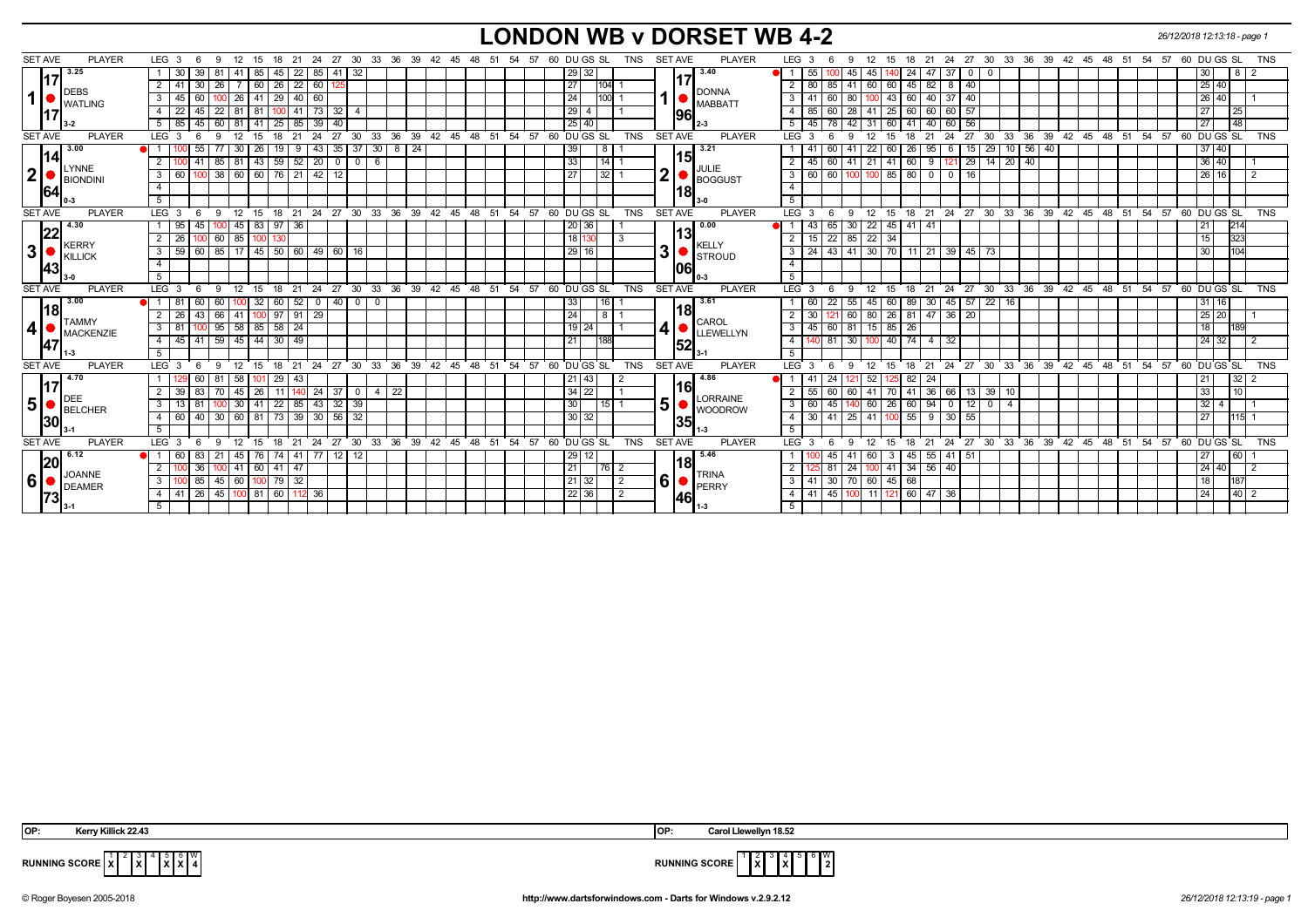# LONDON WB v DORSET WB 4-2

26/12/2018 12:13:18 - page 1

| SET AVE | PLAYER | LEG | 3 | 6 | 9 | 12 | 15 | 18 | 21 | 24 | 27 | 30 | 33 | 36 | DU | GS | SL | TNS | SET AVE | PLAYER | LEG | 3 | 6 | 9 | 12 | 15 | 18 | 21 | 24 | 27 | 30 | 33 | 36 | 39 | DU | GS | SL | TNS |
|---|---|---|---|---|---|---|---|---|---|---|---|---|---|---|---|---|---|---|---|---|---|---|---|---|---|---|---|---|---|---|---|---|---|---|---|---|---|---|
| 3.25 / 17.17 | 1 DEBS WATLING 3-2 | 1 | 30 | 39 | 81 | 41 | 85 | 45 | 22 | 85 | 41 | 32 | | | 29 | 32 | | | 3.40 / 17.96 | 1 DONNA MABBATT 2-3 | 1 | 55 | 100 | 45 | 45 | 140 | 24 | 47 | 37 | 0 | 0 | | | | 30 | | 8 | 2 |
| | | 2 | 41 | 30 | 26 | 7 | 60 | 26 | 22 | 60 | 125 | | | | 27 | | 104 | 1 | | | 2 | 80 | 85 | 41 | 60 | 60 | 45 | 82 | 8 | 40 | | | | | 25 | 40 | | |
| | | 3 | 45 | 60 | 100 | 26 | 41 | 29 | 40 | 60 | | | | | 24 | | 100 | 1 | | | 3 | 41 | 60 | 80 | 100 | 43 | 60 | 40 | 37 | 40 | | | | | 26 | 40 | | 1 |
| | | 4 | 22 | 45 | 22 | 81 | 81 | 100 | 41 | 73 | 32 | 4 | | | 29 | 4 | | 1 | | | 4 | 85 | 60 | 28 | 41 | 25 | 60 | 60 | 60 | 57 | | | | | 27 | | 25 | |
| | | 5 | 85 | 45 | 60 | 81 | 41 | 25 | 85 | 39 | 40 | | | | 25 | 40 | | | | | 5 | 45 | 78 | 42 | 31 | 60 | 41 | 40 | 60 | 56 | | | | | 27 | | 48 | |
| 3.00 / 14.64 | 2 LYNNE BIONDINI 0-3 | 1 | 100 | 55 | 77 | 30 | 26 | 19 | 9 | 43 | 35 | 37 | 30 | 8 / 24 | 39 | | 8 | 1 | 3.21 / 15.18 | 2 JULIE BOGGUST 3-0 | 1 | 41 | 60 | 41 | 22 | 60 | 26 | 95 | 6 | 15 | 29 | 10 | 56 | 40 | 37 | 40 | | |
| | | 2 | 100 | 41 | 85 | 81 | 43 | 59 | 52 | 20 | 0 | 0 | 6 | | 33 | | 14 | 1 | | | 2 | 45 | 60 | 41 | 21 | 41 | 60 | 9 | 121 | 29 | 14 | 20 | 40 | | 36 | 40 | | 1 |
| | | 3 | 60 | 100 | 38 | 60 | 60 | 76 | 21 | 42 | 12 | | | | 27 | | 32 | 1 | | | 3 | 60 | 60 | 100 | 100 | 85 | 80 | 0 | 0 | 16 | | | | | 26 | 16 | | 2 |
| 4.30 / 22.43 | 3 KERRY KILLICK 3-0 | 1 | 95 | 45 | 100 | 45 | 83 | 97 | 36 | | | | | | 20 | 36 | | 1 | 0.00 / 13.06 | 3 KELLY STROUD 0-3 | 1 | 43 | 65 | 30 | 22 | 45 | 41 | 41 | | | | | | | 21 | | 214 | |
| | | 2 | 26 | 100 | 60 | 85 | 100 | 130 | | | | | | | 18 | 130 | | 3 | | | 2 | 15 | 22 | 85 | 22 | 34 | | | | | | | | | 15 | | 323 | |
| | | 3 | 59 | 60 | 85 | 17 | 45 | 50 | 60 | 49 | 60 | 16 | | | 29 | 16 | | | | | 3 | 24 | 43 | 41 | 30 | 70 | 11 | 21 | 39 | 45 | 73 | | | | 30 | | 104 | |
| 3.00 / 18.47 | 4 TAMMY MACKENZIE 1-3 | 1 | 81 | 60 | 60 | 100 | 32 | 60 | 52 | 0 | 40 | 0 | 0 | | 33 | | 16 | 1 | 3.61 / 18.52 | 4 CAROL LLEWELLYN 3-1 | 1 | 60 | 22 | 55 | 45 | 60 | 89 | 30 | 45 | 57 | 22 | 16 | | | 31 | 16 | | |
| | | 2 | 26 | 43 | 66 | 41 | 100 | 97 | 91 | 29 | | | | | 24 | | 8 | 1 | | | 2 | 30 | 121 | 60 | 80 | 26 | 81 | 47 | 36 | 20 | | | | | 25 | 20 | | 1 |
| | | 3 | 81 | 100 | 95 | 58 | 85 | 58 | 24 | | | | | | 19 | 24 | | 1 | | | 3 | 45 | 60 | 81 | 15 | 85 | 26 | | | | | | | | 18 | | 189 | |
| | | 4 | 45 | 41 | 59 | 45 | 44 | 30 | 49 | | | | | | 21 | | 188 | | | | 4 | 140 | 81 | 30 | 100 | 40 | 74 | 4 | 32 | | | | | | 24 | 32 | | 2 |
| 4.70 / 17.30 | 5 DEE BELCHER 3-1 | 1 | 129 | 60 | 81 | 58 | 101 | 29 | 43 | | | | | | 21 | 43 | | 2 | 4.86 / 16.35 | 5 LORRAINE WOODROW 1-3 | 1 | 41 | 24 | 121 | 52 | 125 | 82 | 24 | | | | | | | 21 | | 32 | 2 |
| | | 2 | 39 | 83 | 70 | 45 | 26 | 11 | 140 | 24 | 37 | 0 | 4 | 22 | 34 | 22 | | 1 | | | 2 | 55 | 60 | 60 | 41 | 70 | 41 | 36 | 66 | 13 | 39 | 10 | | | 33 | | 10 | |
| | | 3 | 13 | 81 | 100 | 30 | 41 | 22 | 85 | 43 | 32 | 39 | | | 30 | | 15 | 1 | | | 3 | 60 | 45 | 140 | 60 | 26 | 60 | 94 | 0 | 12 | 0 | 4 | | | 32 | 4 | | 1 |
| | | 4 | 60 | 40 | 30 | 60 | 81 | 73 | 39 | 30 | 56 | 32 | | | 30 | 32 | | | | | 4 | 30 | 41 | 25 | 41 | 100 | 55 | 9 | 30 | 55 | | | | | 27 | | 115 | 1 |
| 6.12 / 20.73 | 6 JOANNE DEAMER 3-1 | 1 | 60 | 83 | 21 | 45 | 76 | 74 | 41 | 77 | 12 | 12 | | | 29 | 12 | | | 5.46 / 18.46 | 6 TRINA PERRY 1-3 | 1 | 100 | 45 | 41 | 60 | 3 | 45 | 55 | 41 | 51 | | | | | 27 | | 60 | 1 |
| | | 2 | 100 | 36 | 100 | 41 | 60 | 41 | 47 | | | | | | 21 | | 76 | 2 | | | 2 | 125 | 81 | 24 | 100 | 41 | 34 | 56 | 40 | | | | | | 24 | 40 | | 2 |
| | | 3 | 100 | 85 | 45 | 60 | 100 | 79 | 32 | | | | | | 21 | 32 | | 2 | | | 3 | 41 | 30 | 70 | 60 | 45 | 68 | | | | | | | | 18 | | 187 | |
| | | 4 | 41 | 26 | 45 | 100 | 81 | 60 | 112 | 36 | | | | | 22 | 36 | | 2 | | | 4 | 41 | 45 | 100 | 11 | 121 | 60 | 47 | 36 | | | | | | 24 | | 40 | 2 |

OP: Kerry Killick 22.43

OP: Carol Llewellyn 18.52

RUNNING SCORE (London WB): 1 X, 2, 3 X, 4, 5 X, 6 X — W 4

RUNNING SCORE (Dorset WB): 1, 2 X, 3, 4 X, 5, 6 — W 2

© Roger Boyesen 2005-2018 http://www.dartsforwindows.com - Darts for Windows v.2.9.2.12 26/12/2018 12:13:19 - page 1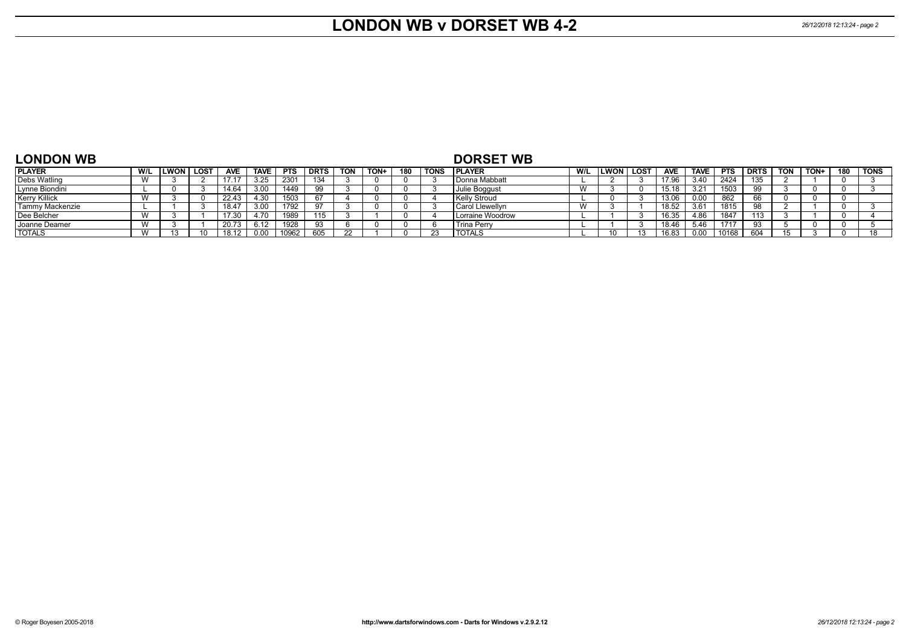# LONDON WB v DORSET WB 4-2

## LONDON WB

| PLAYER | W/L | LWON | LOST | AVE | TAVE | PTS | DRTS | TON | TON+ | 180 | TONS |
|---|---|---|---|---|---|---|---|---|---|---|---|
| Debs Watling | W | 3 | 2 | 17.17 | 3.25 | 2301 | 134 | 3 | 0 | 0 | 3 |
| Lynne Biondini | L | 0 | 3 | 14.64 | 3.00 | 1449 | 99 | 3 | 0 | 0 | 3 |
| Kerry Killick | W | 3 | 0 | 22.43 | 4.30 | 1503 | 67 | 4 | 0 | 0 | 4 |
| Tammy Mackenzie | L | 1 | 3 | 18.47 | 3.00 | 1792 | 97 | 3 | 0 | 0 | 3 |
| Dee Belcher | W | 3 | 1 | 17.30 | 4.70 | 1989 | 115 | 3 | 1 | 0 | 4 |
| Joanne Deamer | W | 3 | 1 | 20.73 | 6.12 | 1928 | 93 | 6 | 0 | 0 | 6 |
| TOTALS | W | 13 | 10 | 18.12 | 0.00 | 10962 | 605 | 22 | 1 | 0 | 23 |

## DORSET WB

| PLAYER | W/L | LWON | LOST | AVE | TAVE | PTS | DRTS | TON | TON+ | 180 | TONS |
|---|---|---|---|---|---|---|---|---|---|---|---|
| Donna Mabbatt | L | 2 | 3 | 17.96 | 3.40 | 2424 | 135 | 2 | 1 | 0 | 3 |
| Julie Boggust | W | 3 | 0 | 15.18 | 3.21 | 1503 | 99 | 3 | 0 | 0 | 3 |
| Kelly Stroud | L | 0 | 3 | 13.06 | 0.00 | 862 | 66 | 0 | 0 | 0 | |
| Carol Llewellyn | W | 3 | 1 | 18.52 | 3.61 | 1815 | 98 | 2 | 1 | 0 | 3 |
| Lorraine Woodrow | L | 1 | 3 | 16.35 | 4.86 | 1847 | 113 | 3 | 1 | 0 | 4 |
| Trina Perry | L | 1 | 3 | 18.46 | 5.46 | 1717 | 93 | 5 | 0 | 0 | 5 |
| TOTALS | L | 10 | 13 | 16.83 | 0.00 | 10168 | 604 | 15 | 3 | 0 | 18 |